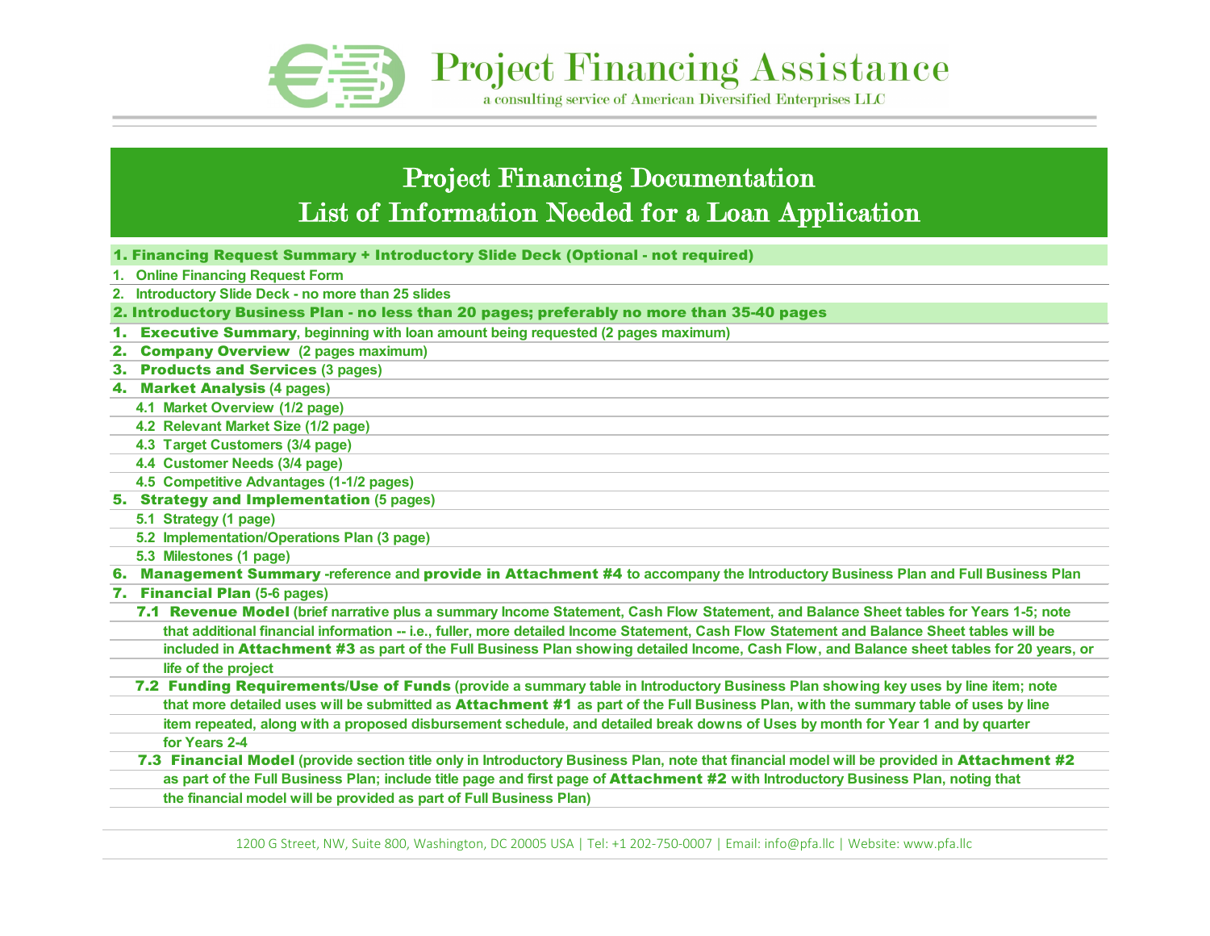# Project Financing Assistance

a consulting service of American Diversified Enterprises LLC

## Project Financing Documentation
## List of Information Needed for a Loan Application

### 1. Financing Request Summary + Introductory Slide Deck (Optional - not required)

1. Online Financing Request Form
2. Introductory Slide Deck - no more than 25 slides

### 2. Introductory Business Plan - no less than 20 pages; preferably no more than 35-40 pages

1. **Executive Summary**, beginning with loan amount being requested (2 pages maximum)
2. **Company Overview** (2 pages maximum)
3. **Products and Services** (3 pages)
4. **Market Analysis** (4 pages)
   - 4.1 Market Overview (1/2 page)
   - 4.2 Relevant Market Size (1/2 page)
   - 4.3 Target Customers (3/4 page)
   - 4.4 Customer Needs (3/4 page)
   - 4.5 Competitive Advantages (1-1/2 pages)
5. **Strategy and Implementation** (5 pages)
   - 5.1 Strategy (1 page)
   - 5.2 Implementation/Operations Plan (3 page)
   - 5.3 Milestones (1 page)
6. **Management Summary** -reference and **provide in Attachment #4** to accompany the Introductory Business Plan and Full Business Plan
7. **Financial Plan** (5-6 pages)
   - 7.1 **Revenue Model** (brief narrative plus a summary Income Statement, Cash Flow Statement, and Balance Sheet tables for Years 1-5; note that additional financial information -- i.e., fuller, more detailed Income Statement, Cash Flow Statement and Balance Sheet tables will be included in **Attachment #3** as part of the Full Business Plan showing detailed Income, Cash Flow, and Balance sheet tables for 20 years, or life of the project
   - 7.2 **Funding Requirements/Use of Funds** (provide a summary table in Introductory Business Plan showing key uses by line item; note that more detailed uses will be submitted as **Attachment #1** as part of the Full Business Plan, with the summary table of uses by line item repeated, along with a proposed disbursement schedule, and detailed break downs of Uses by month for Year 1 and by quarter for Years 2-4
   - 7.3 **Financial Model** (provide section title only in Introductory Business Plan, note that financial model will be provided in **Attachment #2** as part of the Full Business Plan; include title page and first page of **Attachment #2** with Introductory Business Plan, noting that the financial model will be provided as part of Full Business Plan)

1200 G Street, NW, Suite 800, Washington, DC 20005 USA | Tel: +1 202-750-0007 | Email: info@pfa.llc | Website: www.pfa.llc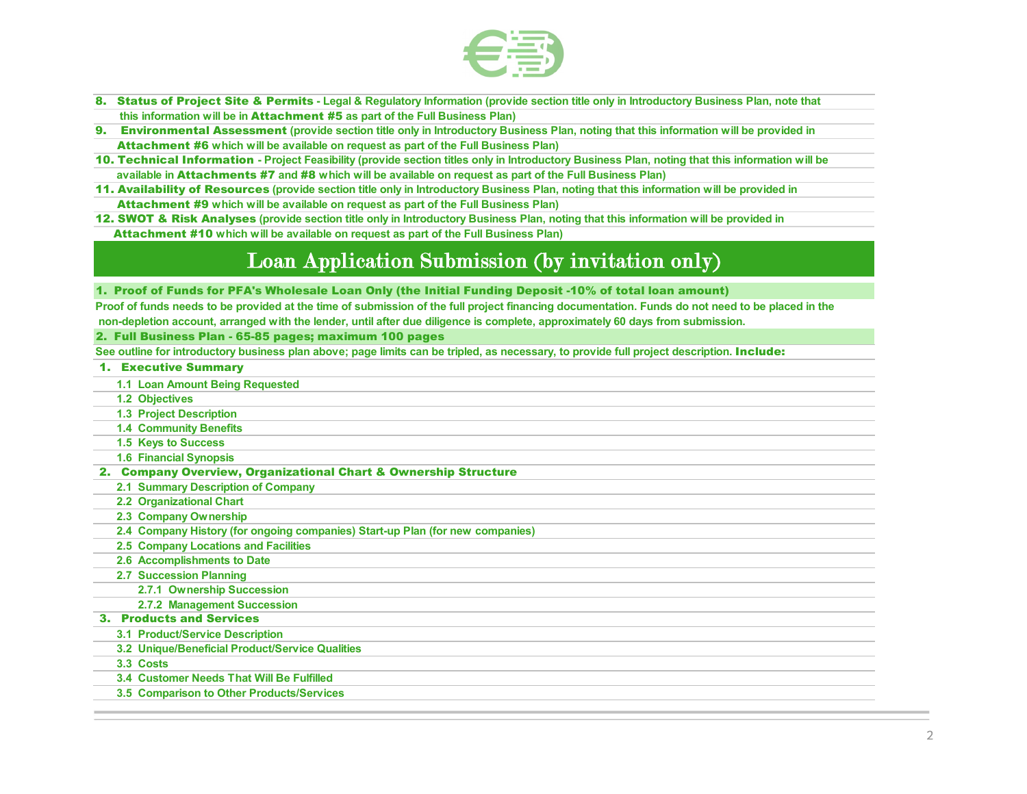8. **Status of Project Site & Permits** - Legal & Regulatory Information (provide section title only in Introductory Business Plan, note that this information will be in **Attachment #5** as part of the Full Business Plan)
9. **Environmental Assessment** (provide section title only in Introductory Business Plan, noting that this information will be provided in **Attachment #6** which will be available on request as part of the Full Business Plan)
10. **Technical Information** - Project Feasibility (provide section titles only in Introductory Business Plan, noting that this information will be available in **Attachments #7** and **#8** which will be available on request as part of the Full Business Plan)
11. **Availability of Resources** (provide section title only in Introductory Business Plan, noting that this information will be provided in **Attachment #9** which will be available on request as part of the Full Business Plan)
12. **SWOT & Risk Analyses** (provide section title only in Introductory Business Plan, noting that this information will be provided in **Attachment #10** which will be available on request as part of the Full Business Plan)

# Loan Application Submission (by invitation only)

## 1. Proof of Funds for PFA's Wholesale Loan Only (the Initial Funding Deposit -10% of total loan amount)

Proof of funds needs to be provided at the time of submission of the full project financing documentation. Funds do not need to be placed in the non-depletion account, arranged with the lender, until after due diligence is complete, approximately 60 days from submission.

## 2. Full Business Plan - 65-85 pages; maximum 100 pages

See outline for introductory business plan above; page limits can be tripled, as necessary, to provide full project description. **Include:**

1. **Executive Summary**
   - 1.1 Loan Amount Being Requested
   - 1.2 Objectives
   - 1.3 Project Description
   - 1.4 Community Benefits
   - 1.5 Keys to Success
   - 1.6 Financial Synopsis
2. **Company Overview, Organizational Chart & Ownership Structure**
   - 2.1 Summary Description of Company
   - 2.2 Organizational Chart
   - 2.3 Company Ownership
   - 2.4 Company History (for ongoing companies) Start-up Plan (for new companies)
   - 2.5 Company Locations and Facilities
   - 2.6 Accomplishments to Date
   - 2.7 Succession Planning
     - 2.7.1 Ownership Succession
     - 2.7.2 Management Succession
3. **Products and Services**
   - 3.1 Product/Service Description
   - 3.2 Unique/Beneficial Product/Service Qualities
   - 3.3 Costs
   - 3.4 Customer Needs That Will Be Fulfilled
   - 3.5 Comparison to Other Products/Services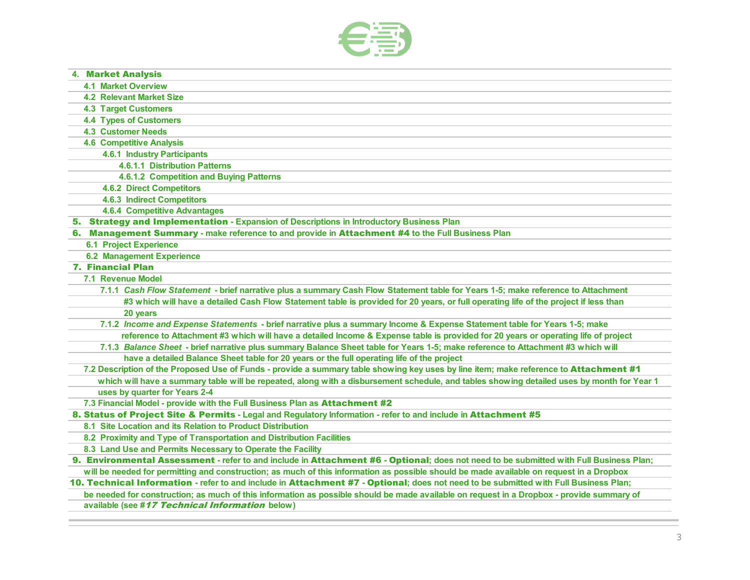**4. Market Analysis**

- **4.1 Market Overview**
- **4.2 Relevant Market Size**
- **4.3 Target Customers**
- **4.4 Types of Customers**
- **4.3 Customer Needs**
- **4.6 Competitive Analysis**
  - **4.6.1 Industry Participants**
    - **4.6.1.1 Distribution Patterns**
    - **4.6.1.2 Competition and Buying Patterns**
  - **4.6.2 Direct Competitors**
  - **4.6.3 Indirect Competitors**
  - **4.6.4 Competitive Advantages**

**5. Strategy and Implementation** - Expansion of Descriptions in Introductory Business Plan

**6. Management Summary** - make reference to and provide in **Attachment #4** to the Full Business Plan

- **6.1 Project Experience**
- **6.2 Management Experience**

**7. Financial Plan**

- **7.1 Revenue Model**
  - **7.1.1** ***Cash Flow Statement*** - brief narrative plus a summary Cash Flow Statement table for Years 1-5; make reference to Attachment #3 which will have a detailed Cash Flow Statement table is provided for 20 years, or full operating life of the project if less than 20 years
  - **7.1.2** ***Income and Expense Statements*** - brief narrative plus a summary Income & Expense Statement table for Years 1-5; make reference to Attachment #3 which will have a detailed Income & Expense table is provided for 20 years or operating life of project
  - **7.1.3** ***Balance Sheet*** - brief narrative plus summary Balance Sheet table for Years 1-5; make reference to Attachment #3 which will have a detailed Balance Sheet table for 20 years or the full operating life of the project
- **7.2 Description of the Proposed Use of Funds** - provide a summary table showing key uses by line item; make reference to **Attachment #1** which will have a summary table will be repeated, along with a disbursement schedule, and tables showing detailed uses by month for Year 1 uses by quarter for Years 2-4
- **7.3 Financial Model** - provide with the Full Business Plan as **Attachment #2**

**8. Status of Project Site & Permits** - Legal and Regulatory Information - refer to and include in **Attachment #5**

- **8.1 Site Location and its Relation to Product Distribution**
- **8.2 Proximity and Type of Transportation and Distribution Facilities**
- **8.3 Land Use and Permits Necessary to Operate the Facility**

**9. Environmental Assessment** - refer to and include in **Attachment #6 - Optional**; does not need to be submitted with Full Business Plan; will be needed for permitting and construction; as much of this information as possible should be made available on request in a Dropbox

**10. Technical Information** - refer to and include in **Attachment #7 - Optional**; does not need to be submitted with Full Business Plan; be needed for construction; as much of this information as possible should be made available on request in a Dropbox - provide summary of available (see #***17 Technical Information*** below)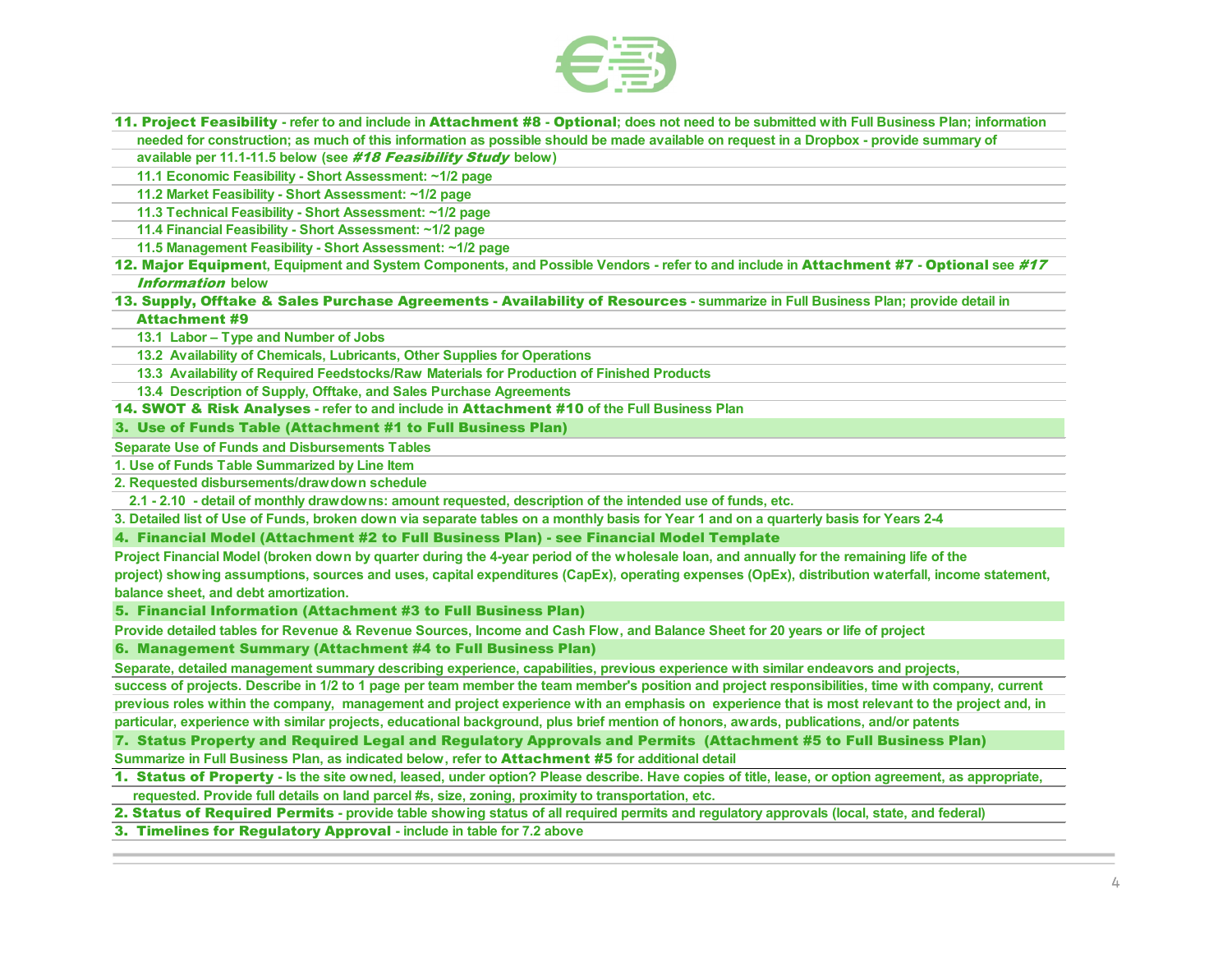**11. Project Feasibility** - refer to and include in **Attachment #8 - Optional**; does not need to be submitted with Full Business Plan; information needed for construction; as much of this information as possible should be made available on request in a Dropbox - provide summary of available per 11.1-11.5 below (see ***#18 Feasibility Study*** below)

- 11.1 Economic Feasibility - Short Assessment: ~1/2 page
- 11.2 Market Feasibility - Short Assessment: ~1/2 page
- 11.3 Technical Feasibility - Short Assessment: ~1/2 page
- 11.4 Financial Feasibility - Short Assessment: ~1/2 page
- 11.5 Management Feasibility - Short Assessment: ~1/2 page

**12. Major Equipment**, Equipment and System Components, and Possible Vendors - refer to and include in **Attachment #7 - Optional** see ***#17 Information*** below

**13. Supply, Offtake & Sales Purchase Agreements - Availability of Resources** - summarize in Full Business Plan; provide detail in **Attachment #9**

- 13.1 Labor – Type and Number of Jobs
- 13.2 Availability of Chemicals, Lubricants, Other Supplies for Operations
- 13.3 Availability of Required Feedstocks/Raw Materials for Production of Finished Products
- 13.4 Description of Supply, Offtake, and Sales Purchase Agreements

**14. SWOT & Risk Analyses** - refer to and include in **Attachment #10** of the Full Business Plan

## 3. Use of Funds Table (Attachment #1 to Full Business Plan)

Separate Use of Funds and Disbursements Tables

1. Use of Funds Table Summarized by Line Item
2. Requested disbursements/drawdown schedule
   - 2.1 - 2.10 - detail of monthly drawdowns: amount requested, description of the intended use of funds, etc.
3. Detailed list of Use of Funds, broken down via separate tables on a monthly basis for Year 1 and on a quarterly basis for Years 2-4

## 4. Financial Model (Attachment #2 to Full Business Plan) - see Financial Model Template

Project Financial Model (broken down by quarter during the 4-year period of the wholesale loan, and annually for the remaining life of the project) showing assumptions, sources and uses, capital expenditures (CapEx), operating expenses (OpEx), distribution waterfall, income statement, balance sheet, and debt amortization.

## 5. Financial Information (Attachment #3 to Full Business Plan)

Provide detailed tables for Revenue & Revenue Sources, Income and Cash Flow, and Balance Sheet for 20 years or life of project

## 6. Management Summary (Attachment #4 to Full Business Plan)

Separate, detailed management summary describing experience, capabilities, previous experience with similar endeavors and projects, success of projects. Describe in 1/2 to 1 page per team member the team member's position and project responsibilities, time with company, current previous roles within the company, management and project experience with an emphasis on experience that is most relevant to the project and, in particular, experience with similar projects, educational background, plus brief mention of honors, awards, publications, and/or patents

## 7. Status Property and Required Legal and Regulatory Approvals and Permits (Attachment #5 to Full Business Plan)

Summarize in Full Business Plan, as indicated below, refer to **Attachment #5** for additional detail

1. **Status of Property** - Is the site owned, leased, under option? Please describe. Have copies of title, lease, or option agreement, as appropriate, requested. Provide full details on land parcel #s, size, zoning, proximity to transportation, etc.
2. **Status of Required Permits** - provide table showing status of all required permits and regulatory approvals (local, state, and federal)
3. **Timelines for Regulatory Approval** - include in table for 7.2 above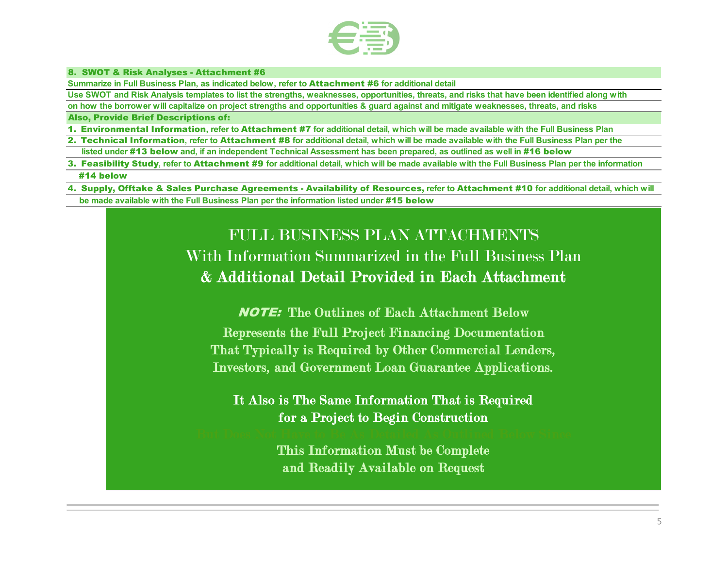## 8. SWOT & Risk Analyses - Attachment #6

**Summarize in Full Business Plan, as indicated below, refer to Attachment #6 for additional detail**

**Use SWOT and Risk Analysis templates to list the strengths, weaknesses, opportunities, threats, and risks that have been identified along with on how the borrower will capitalize on project strengths and opportunities & guard against and mitigate weaknesses, threats, and risks**

### Also, Provide Brief Descriptions of:

1. **Environmental Information**, refer to **Attachment #7** for additional detail, which will be made available with the Full Business Plan
2. **Technical Information**, refer to **Attachment #8** for additional detail, which will be made available with the Full Business Plan per the listed under **#13 below** and, if an independent Technical Assessment has been prepared, as outlined as well in **#16 below**
3. **Feasibility Study**, refer to **Attachment #9** for additional detail, which will be made available with the Full Business Plan per the information **#14 below**
4. **Supply, Offtake & Sales Purchase Agreements - Availability of Resources,** refer to **Attachment #10** for additional detail, which will be made available with the Full Business Plan per the information listed under **#15 below**

# FULL BUSINESS PLAN ATTACHMENTS

## With Information Summarized in the Full Business Plan

## & Additional Detail Provided in Each Attachment

***NOTE:*** **The Outlines of Each Attachment Below Represents the Full Project Financing Documentation That Typically is Required by Other Commercial Lenders, Investors, and Government Loan Guarantee Applications.**

**It Also is The Same Information That is Required for a Project to Begin Construction**

But Does Not Have to Be As Detailed As Outlined Below Since

**This Information Must be Complete and Readily Available on Request**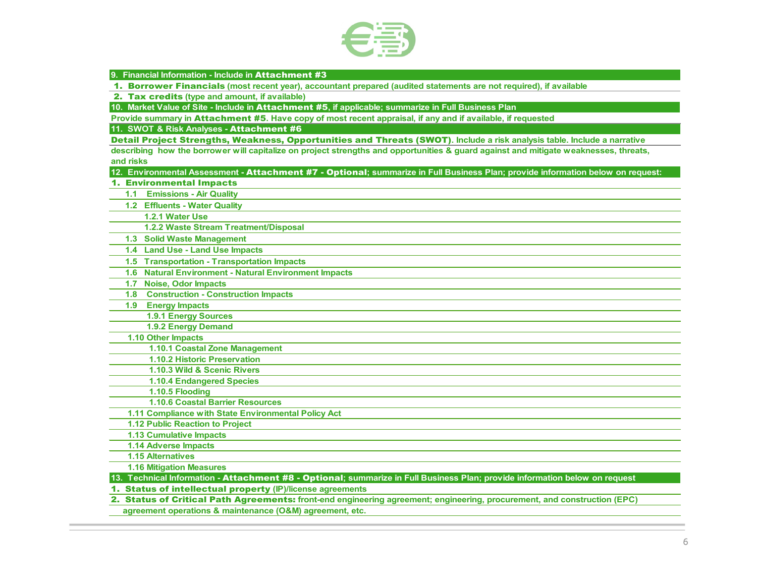## 9. Financial Information - Include in **Attachment #3**

1. **Borrower Financials** (most recent year), accountant prepared (audited statements are not required), if available
2. **Tax credits** (type and amount, if available)

## 10. Market Value of Site - Include in **Attachment #5**, if applicable; summarize in Full Business Plan

Provide summary in **Attachment #5**. Have copy of most recent appraisal, if any and if available, if requested

## 11. SWOT & Risk Analyses - **Attachment #6**

**Detail Project Strengths, Weakness, Opportunities and Threats (SWOT)**. Include a risk analysis table. Include a narrative describing how the borrower will capitalize on project strengths and opportunities & guard against and mitigate weaknesses, threats, and risks

## 12. Environmental Assessment - **Attachment #7 - Optional**; summarize in Full Business Plan; provide information below on request:

1. **Environmental Impacts**
   - 1.1 Emissions - Air Quality
   - 1.2 Effluents - Water Quality
     - 1.2.1 Water Use
     - 1.2.2 Waste Stream Treatment/Disposal
   - 1.3 Solid Waste Management
   - 1.4 Land Use - Land Use Impacts
   - 1.5 Transportation - Transportation Impacts
   - 1.6 Natural Environment - Natural Environment Impacts
   - 1.7 Noise, Odor Impacts
   - 1.8 Construction - Construction Impacts
   - 1.9 Energy Impacts
     - 1.9.1 Energy Sources
     - 1.9.2 Energy Demand
   - 1.10 Other Impacts
     - 1.10.1 Coastal Zone Management
     - 1.10.2 Historic Preservation
     - 1.10.3 Wild & Scenic Rivers
     - 1.10.4 Endangered Species
     - 1.10.5 Flooding
     - 1.10.6 Coastal Barrier Resources
   - 1.11 Compliance with State Environmental Policy Act
   - 1.12 Public Reaction to Project
   - 1.13 Cumulative Impacts
   - 1.14 Adverse Impacts
   - 1.15 Alternatives
   - 1.16 Mitigation Measures

## 13. Technical Information - **Attachment #8 - Optional**; summarize in Full Business Plan; provide information below on request

1. **Status of intellectual property** (IP)/license agreements
2. **Status of Critical Path Agreements:** front-end engineering agreement; engineering, procurement, and construction (EPC) agreement operations & maintenance (O&M) agreement, etc.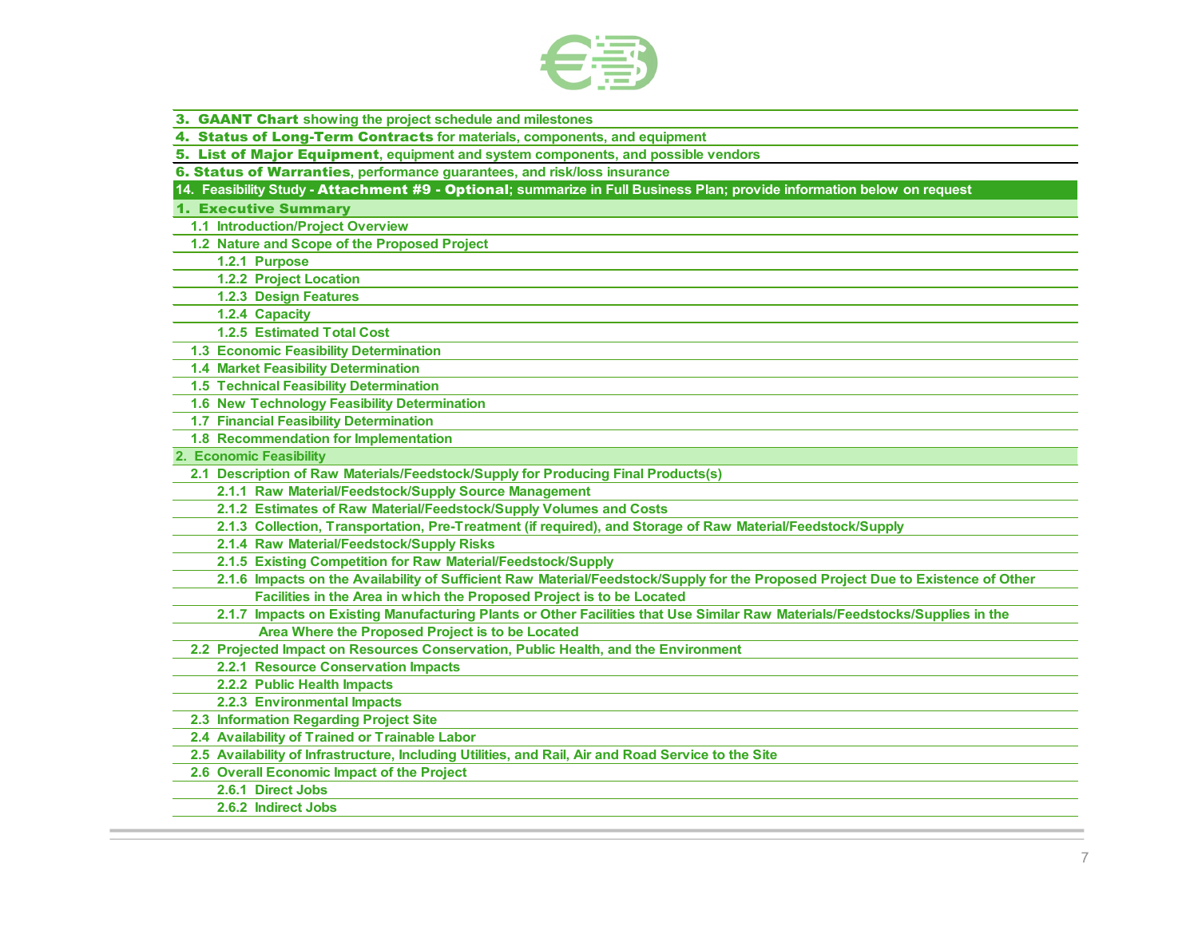3. **GAANT Chart** showing the project schedule and milestones

4. **Status of Long-Term Contracts** for materials, components, and equipment

5. **List of Major Equipment**, equipment and system components, and possible vendors

6. **Status of Warranties**, performance guarantees, and risk/loss insurance

## 14. Feasibility Study - **Attachment #9 - Optional**; summarize in Full Business Plan; provide information below on request

### 1. Executive Summary

- 1.1 Introduction/Project Overview
- 1.2 Nature and Scope of the Proposed Project
  - 1.2.1 Purpose
  - 1.2.2 Project Location
  - 1.2.3 Design Features
  - 1.2.4 Capacity
  - 1.2.5 Estimated Total Cost
- 1.3 Economic Feasibility Determination
- 1.4 Market Feasibility Determination
- 1.5 Technical Feasibility Determination
- 1.6 New Technology Feasibility Determination
- 1.7 Financial Feasibility Determination
- 1.8 Recommendation for Implementation

### 2. Economic Feasibility

- 2.1 Description of Raw Materials/Feedstock/Supply for Producing Final Products(s)
  - 2.1.1 Raw Material/Feedstock/Supply Source Management
  - 2.1.2 Estimates of Raw Material/Feedstock/Supply Volumes and Costs
  - 2.1.3 Collection, Transportation, Pre-Treatment (if required), and Storage of Raw Material/Feedstock/Supply
  - 2.1.4 Raw Material/Feedstock/Supply Risks
  - 2.1.5 Existing Competition for Raw Material/Feedstock/Supply
  - 2.1.6 Impacts on the Availability of Sufficient Raw Material/Feedstock/Supply for the Proposed Project Due to Existence of Other Facilities in the Area in which the Proposed Project is to be Located
  - 2.1.7 Impacts on Existing Manufacturing Plants or Other Facilities that Use Similar Raw Materials/Feedstocks/Supplies in the Area Where the Proposed Project is to be Located
- 2.2 Projected Impact on Resources Conservation, Public Health, and the Environment
  - 2.2.1 Resource Conservation Impacts
  - 2.2.2 Public Health Impacts
  - 2.2.3 Environmental Impacts
- 2.3 Information Regarding Project Site
- 2.4 Availability of Trained or Trainable Labor
- 2.5 Availability of Infrastructure, Including Utilities, and Rail, Air and Road Service to the Site
- 2.6 Overall Economic Impact of the Project
  - 2.6.1 Direct Jobs
  - 2.6.2 Indirect Jobs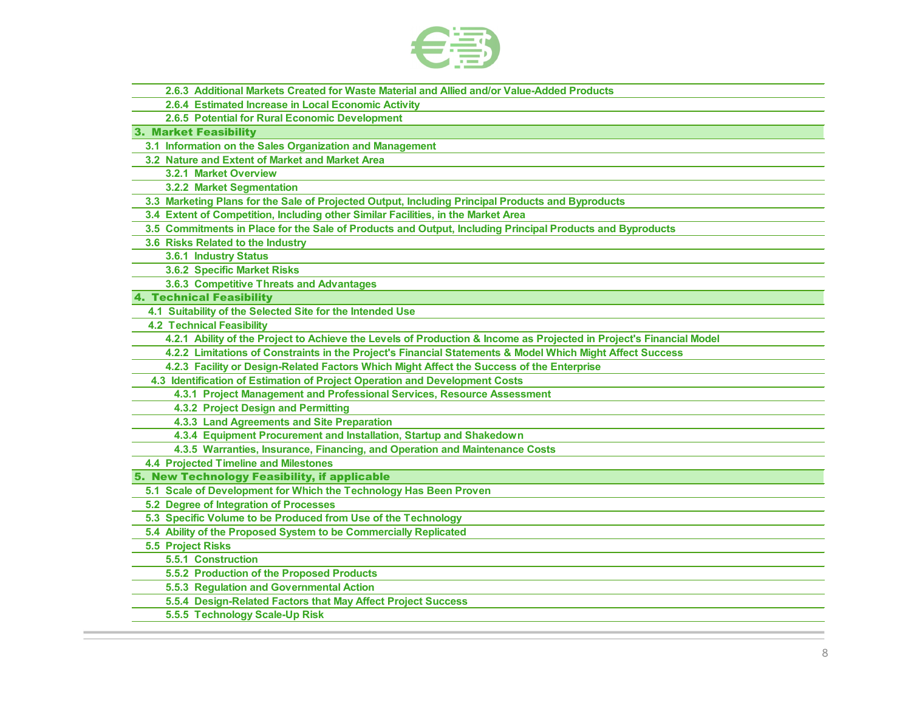2.6.3 Additional Markets Created for Waste Material and Allied and/or Value-Added Products

2.6.4 Estimated Increase in Local Economic Activity

2.6.5 Potential for Rural Economic Development

## 3. Market Feasibility

3.1 Information on the Sales Organization and Management

3.2 Nature and Extent of Market and Market Area

3.2.1 Market Overview

3.2.2 Market Segmentation

3.3 Marketing Plans for the Sale of Projected Output, Including Principal Products and Byproducts

3.4 Extent of Competition, Including other Similar Facilities, in the Market Area

3.5 Commitments in Place for the Sale of Products and Output, Including Principal Products and Byproducts

3.6 Risks Related to the Industry

3.6.1 Industry Status

3.6.2 Specific Market Risks

3.6.3 Competitive Threats and Advantages

## 4. Technical Feasibility

4.1 Suitability of the Selected Site for the Intended Use

4.2 Technical Feasibility

4.2.1 Ability of the Project to Achieve the Levels of Production & Income as Projected in Project's Financial Model

4.2.2 Limitations of Constraints in the Project's Financial Statements & Model Which Might Affect Success

4.2.3 Facility or Design-Related Factors Which Might Affect the Success of the Enterprise

4.3 Identification of Estimation of Project Operation and Development Costs

4.3.1 Project Management and Professional Services, Resource Assessment

4.3.2 Project Design and Permitting

4.3.3 Land Agreements and Site Preparation

4.3.4 Equipment Procurement and Installation, Startup and Shakedown

4.3.5 Warranties, Insurance, Financing, and Operation and Maintenance Costs

4.4 Projected Timeline and Milestones

## 5. New Technology Feasibility, if applicable

5.1 Scale of Development for Which the Technology Has Been Proven

5.2 Degree of Integration of Processes

5.3 Specific Volume to be Produced from Use of the Technology

5.4 Ability of the Proposed System to be Commercially Replicated

5.5 Project Risks

5.5.1 Construction

5.5.2 Production of the Proposed Products

5.5.3 Regulation and Governmental Action

5.5.4 Design-Related Factors that May Affect Project Success

5.5.5 Technology Scale-Up Risk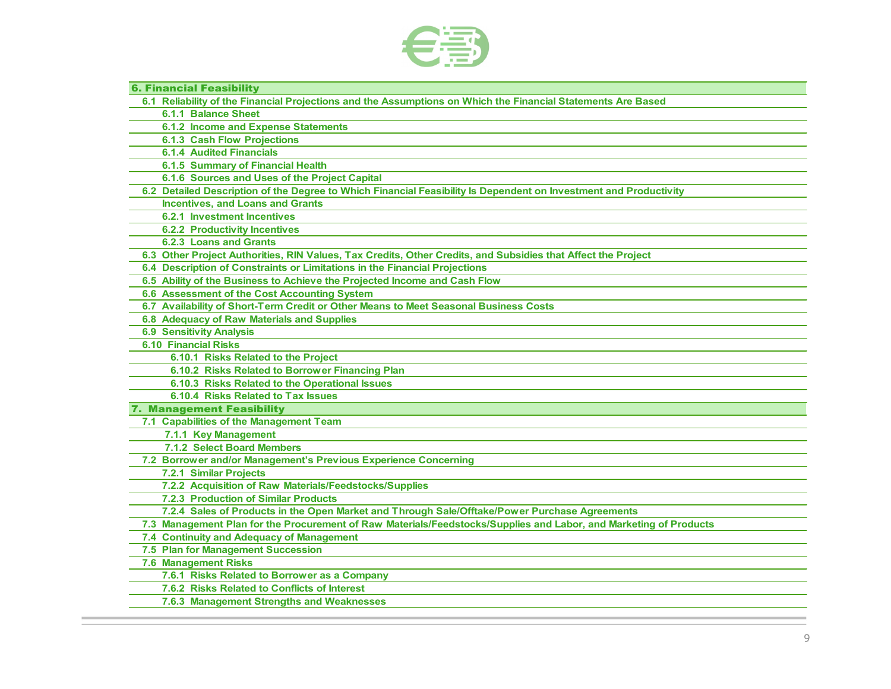## 6. Financial Feasibility

- 6.1 Reliability of the Financial Projections and the Assumptions on Which the Financial Statements Are Based
  - 6.1.1 Balance Sheet
  - 6.1.2 Income and Expense Statements
  - 6.1.3 Cash Flow Projections
  - 6.1.4 Audited Financials
  - 6.1.5 Summary of Financial Health
  - 6.1.6 Sources and Uses of the Project Capital
- 6.2 Detailed Description of the Degree to Which Financial Feasibility Is Dependent on Investment and Productivity Incentives, and Loans and Grants
  - 6.2.1 Investment Incentives
  - 6.2.2 Productivity Incentives
  - 6.2.3 Loans and Grants
- 6.3 Other Project Authorities, RIN Values, Tax Credits, Other Credits, and Subsidies that Affect the Project
- 6.4 Description of Constraints or Limitations in the Financial Projections
- 6.5 Ability of the Business to Achieve the Projected Income and Cash Flow
- 6.6 Assessment of the Cost Accounting System
- 6.7 Availability of Short-Term Credit or Other Means to Meet Seasonal Business Costs
- 6.8 Adequacy of Raw Materials and Supplies
- 6.9 Sensitivity Analysis
- 6.10 Financial Risks
  - 6.10.1 Risks Related to the Project
  - 6.10.2 Risks Related to Borrower Financing Plan
  - 6.10.3 Risks Related to the Operational Issues
  - 6.10.4 Risks Related to Tax Issues

## 7. Management Feasibility

- 7.1 Capabilities of the Management Team
  - 7.1.1 Key Management
  - 7.1.2 Select Board Members
- 7.2 Borrower and/or Management's Previous Experience Concerning
  - 7.2.1 Similar Projects
  - 7.2.2 Acquisition of Raw Materials/Feedstocks/Supplies
  - 7.2.3 Production of Similar Products
  - 7.2.4 Sales of Products in the Open Market and Through Sale/Offtake/Power Purchase Agreements
- 7.3 Management Plan for the Procurement of Raw Materials/Feedstocks/Supplies and Labor, and Marketing of Products
- 7.4 Continuity and Adequacy of Management
- 7.5 Plan for Management Succession
- 7.6 Management Risks
  - 7.6.1 Risks Related to Borrower as a Company
  - 7.6.2 Risks Related to Conflicts of Interest
  - 7.6.3 Management Strengths and Weaknesses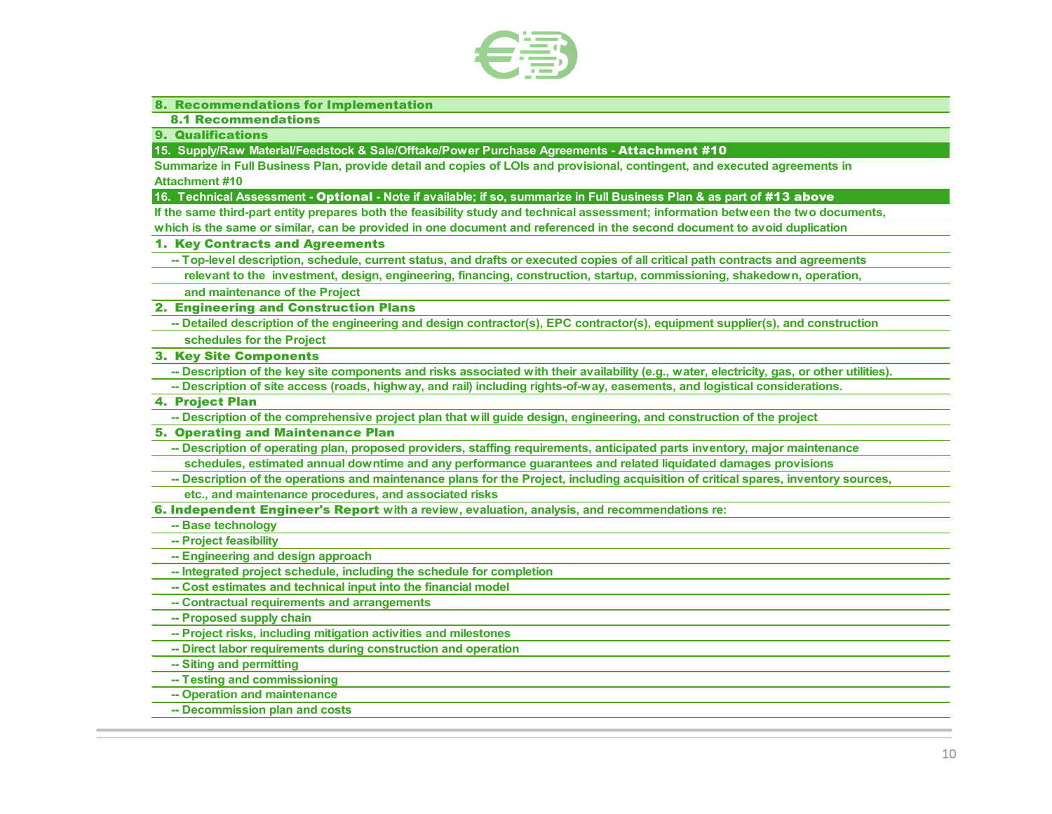**8. Recommendations for Implementation**

**8.1 Recommendations**

**9. Qualifications**

**15. Supply/Raw Material/Feedstock & Sale/Offtake/Power Purchase Agreements - Attachment #10**

Summarize in Full Business Plan, provide detail and copies of LOIs and provisional, contingent, and executed agreements in Attachment #10

**16. Technical Assessment - Optional - Note if available; if so, summarize in Full Business Plan & as part of #13 above**

If the same third-part entity prepares both the feasibility study and technical assessment; information between the two documents, which is the same or similar, can be provided in one document and referenced in the second document to avoid duplication

**1. Key Contracts and Agreements**

-- Top-level description, schedule, current status, and drafts or executed copies of all critical path contracts and agreements relevant to the investment, design, engineering, financing, construction, startup, commissioning, shakedown, operation, and maintenance of the Project

**2. Engineering and Construction Plans**

-- Detailed description of the engineering and design contractor(s), EPC contractor(s), equipment supplier(s), and construction schedules for the Project

**3. Key Site Components**

-- Description of the key site components and risks associated with their availability (e.g., water, electricity, gas, or other utilities).

-- Description of site access (roads, highway, and rail) including rights-of-way, easements, and logistical considerations.

**4. Project Plan**

-- Description of the comprehensive project plan that will guide design, engineering, and construction of the project

**5. Operating and Maintenance Plan**

-- Description of operating plan, proposed providers, staffing requirements, anticipated parts inventory, major maintenance schedules, estimated annual downtime and any performance guarantees and related liquidated damages provisions

-- Description of the operations and maintenance plans for the Project, including acquisition of critical spares, inventory sources, etc., and maintenance procedures, and associated risks

**6. Independent Engineer's Report** with a review, evaluation, analysis, and recommendations re:

-- Base technology

-- Project feasibility

-- Engineering and design approach

-- Integrated project schedule, including the schedule for completion

-- Cost estimates and technical input into the financial model

-- Contractual requirements and arrangements

-- Proposed supply chain

-- Project risks, including mitigation activities and milestones

-- Direct labor requirements during construction and operation

-- Siting and permitting

-- Testing and commissioning

-- Operation and maintenance

-- Decommission plan and costs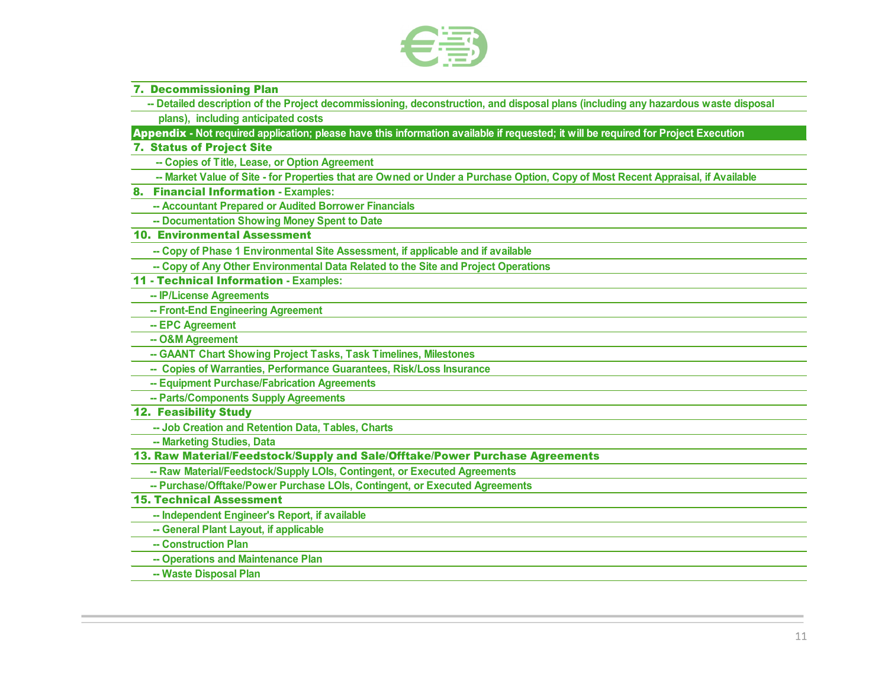**7. Decommissioning Plan**

-- Detailed description of the Project decommissioning, deconstruction, and disposal plans (including any hazardous waste disposal plans), including anticipated costs

**Appendix** - Not required application; please have this information available if requested; it will be required for Project Execution

**7. Status of Project Site**

-- Copies of Title, Lease, or Option Agreement

-- Market Value of Site - for Properties that are Owned or Under a Purchase Option, Copy of Most Recent Appraisal, if Available

**8. Financial Information** - Examples:

-- Accountant Prepared or Audited Borrower Financials

-- Documentation Showing Money Spent to Date

**10. Environmental Assessment**

-- Copy of Phase 1 Environmental Site Assessment, if applicable and if available

-- Copy of Any Other Environmental Data Related to the Site and Project Operations

**11 - Technical Information** - Examples:

-- IP/License Agreements

-- Front-End Engineering Agreement

-- EPC Agreement

-- O&M Agreement

-- GAANT Chart Showing Project Tasks, Task Timelines, Milestones

-- Copies of Warranties, Performance Guarantees, Risk/Loss Insurance

-- Equipment Purchase/Fabrication Agreements

-- Parts/Components Supply Agreements

**12. Feasibility Study**

-- Job Creation and Retention Data, Tables, Charts

-- Marketing Studies, Data

**13. Raw Material/Feedstock/Supply and Sale/Offtake/Power Purchase Agreements**

-- Raw Material/Feedstock/Supply LOIs, Contingent, or Executed Agreements

-- Purchase/Offtake/Power Purchase LOIs, Contingent, or Executed Agreements

**15. Technical Assessment**

-- Independent Engineer's Report, if available

-- General Plant Layout, if applicable

-- Construction Plan

-- Operations and Maintenance Plan

-- Waste Disposal Plan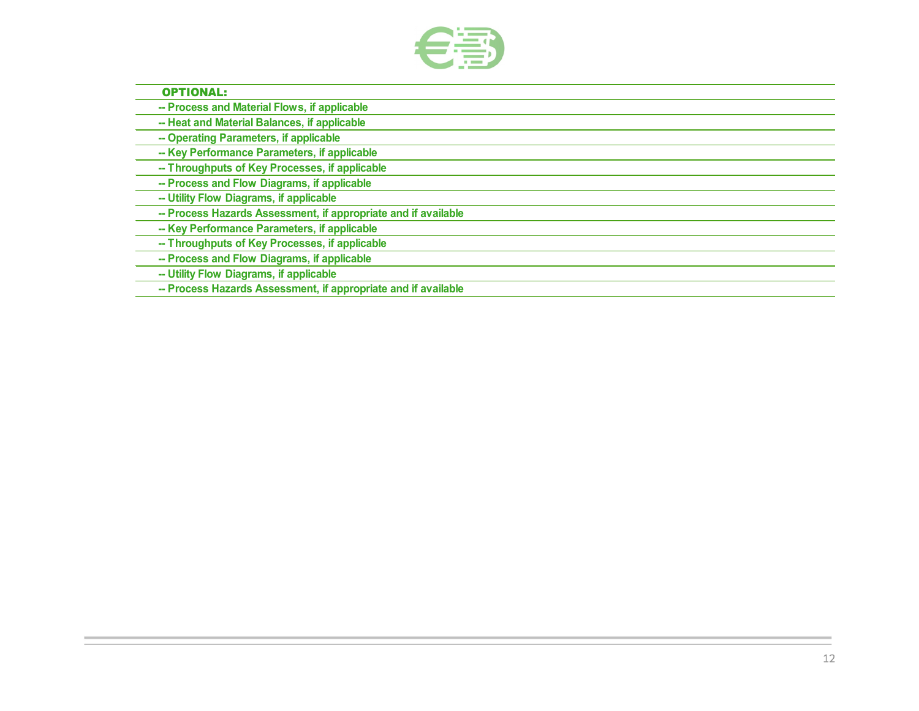**OPTIONAL:**

-- Process and Material Flows, if applicable

-- Heat and Material Balances, if applicable

-- Operating Parameters, if applicable

-- Key Performance Parameters, if applicable

-- Throughputs of Key Processes, if applicable

-- Process and Flow Diagrams, if applicable

-- Utility Flow Diagrams, if applicable

-- Process Hazards Assessment, if appropriate and if available

-- Key Performance Parameters, if applicable

-- Throughputs of Key Processes, if applicable

-- Process and Flow Diagrams, if applicable

-- Utility Flow Diagrams, if applicable

-- Process Hazards Assessment, if appropriate and if available